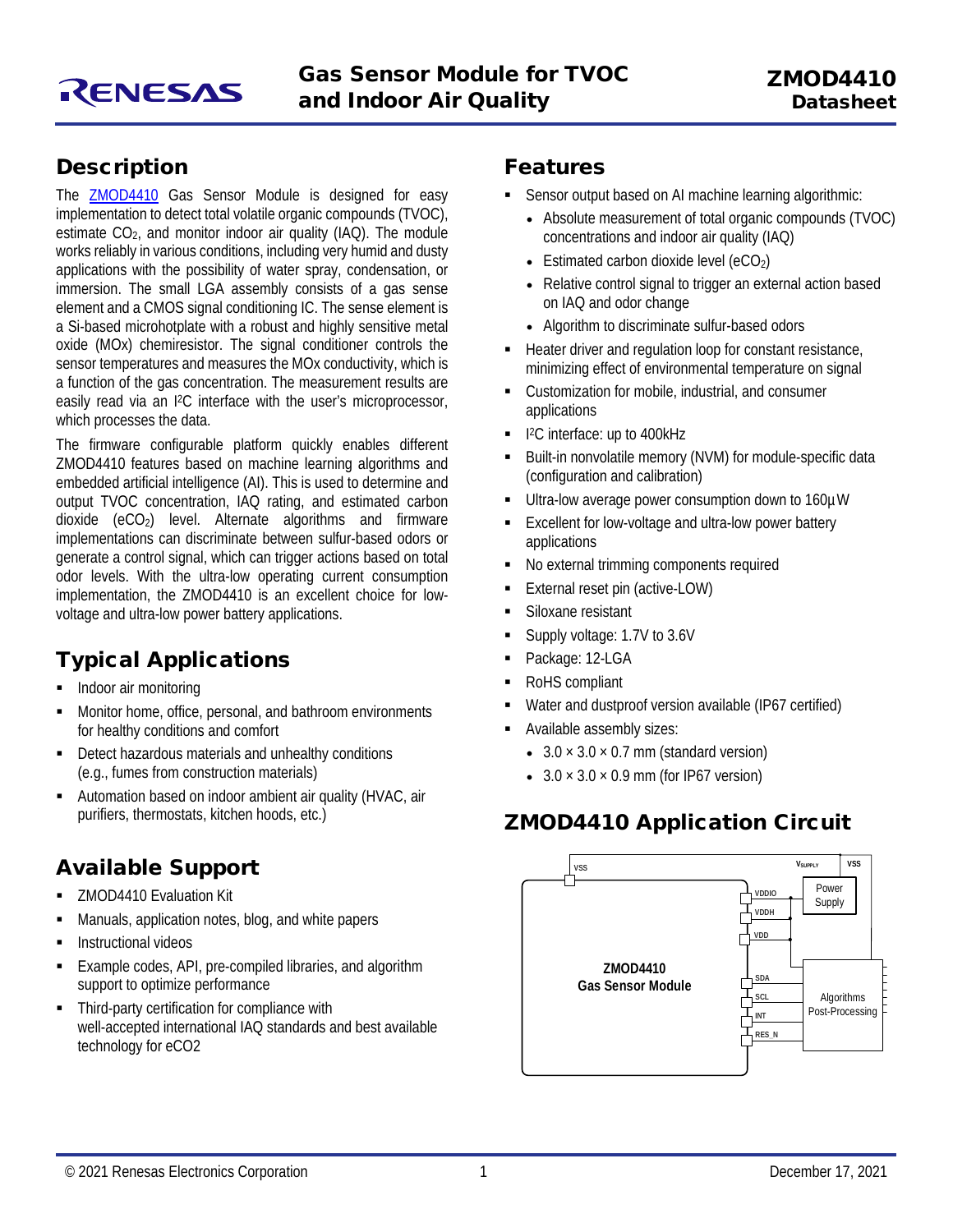# Gas Sensor Module for TVOC and Indoor Air Quality

**ZMOD4410 Datasheet**

## Description

The ZMOD4410 Gas Sensor Module is designed for easy implementation to detect total volatile organic compounds (TVOC), estimate $CO_2$, and monitor indoor air quality (IAQ). The module works reliably in various conditions, including very humid and dusty applications with the possibility of water spray, condensation, or immersion. The small LGA assembly consists of a gas sense element and a CMOS signal conditioning IC. The sense element is a Si-based microhotplate with a robust and highly sensitive metal oxide (MOx) chemiresistor. The signal conditioner controls the sensor temperatures and measures the MOx conductivity, which is a function of the gas concentration. The measurement results are easily read via an $I^2C$ interface with the user's microprocessor, which processes the data.

The firmware configurable platform quickly enables different ZMOD4410 features based on machine learning algorithms and embedded artificial intelligence (AI). This is used to determine and output TVOC concentration, IAQ rating, and estimated carbon dioxide ($eCO_2$) level. Alternate algorithms and firmware implementations can discriminate between sulfur-based odors or generate a control signal, which can trigger actions based on total odor levels. With the ultra-low operating current consumption implementation, the ZMOD4410 is an excellent choice for low-voltage and ultra-low power battery applications.

## Typical Applications

- Indoor air monitoring
- Monitor home, office, personal, and bathroom environments for healthy conditions and comfort
- Detect hazardous materials and unhealthy conditions (e.g., fumes from construction materials)
- Automation based on indoor ambient air quality (HVAC, air purifiers, thermostats, kitchen hoods, etc.)

## Available Support

- ZMOD4410 Evaluation Kit
- Manuals, application notes, blog, and white papers
- Instructional videos
- Example codes, API, pre-compiled libraries, and algorithm support to optimize performance
- Third-party certification for compliance with well-accepted international IAQ standards and best available technology for eCO2

## Features

- Sensor output based on AI machine learning algorithmic:
  - Absolute measurement of total organic compounds (TVOC) concentrations and indoor air quality (IAQ)
  - Estimated carbon dioxide level ($eCO_2$)
  - Relative control signal to trigger an external action based on IAQ and odor change
  - Algorithm to discriminate sulfur-based odors
- Heater driver and regulation loop for constant resistance, minimizing effect of environmental temperature on signal
- Customization for mobile, industrial, and consumer applications
- $I^2C$ interface: up to 400kHz
- Built-in nonvolatile memory (NVM) for module-specific data (configuration and calibration)
- Ultra-low average power consumption down to 160µW
- Excellent for low-voltage and ultra-low power battery applications
- No external trimming components required
- External reset pin (active-LOW)
- Siloxane resistant
- Supply voltage: 1.7V to 3.6V
- Package: 12-LGA
- RoHS compliant
- Water and dustproof version available (IP67 certified)
- Available assembly sizes:
  - 3.0 × 3.0 × 0.7 mm (standard version)
  - 3.0 × 3.0 × 0.9 mm (for IP67 version)

## ZMOD4410 Application Circuit

VSS, $V_{SUPPLY}$, VSS, Power Supply, VDDIO, VDDH, VDD, ZMOD4410 Gas Sensor Module, SDA, SCL, INT, RES_N, Algorithms Post-Processing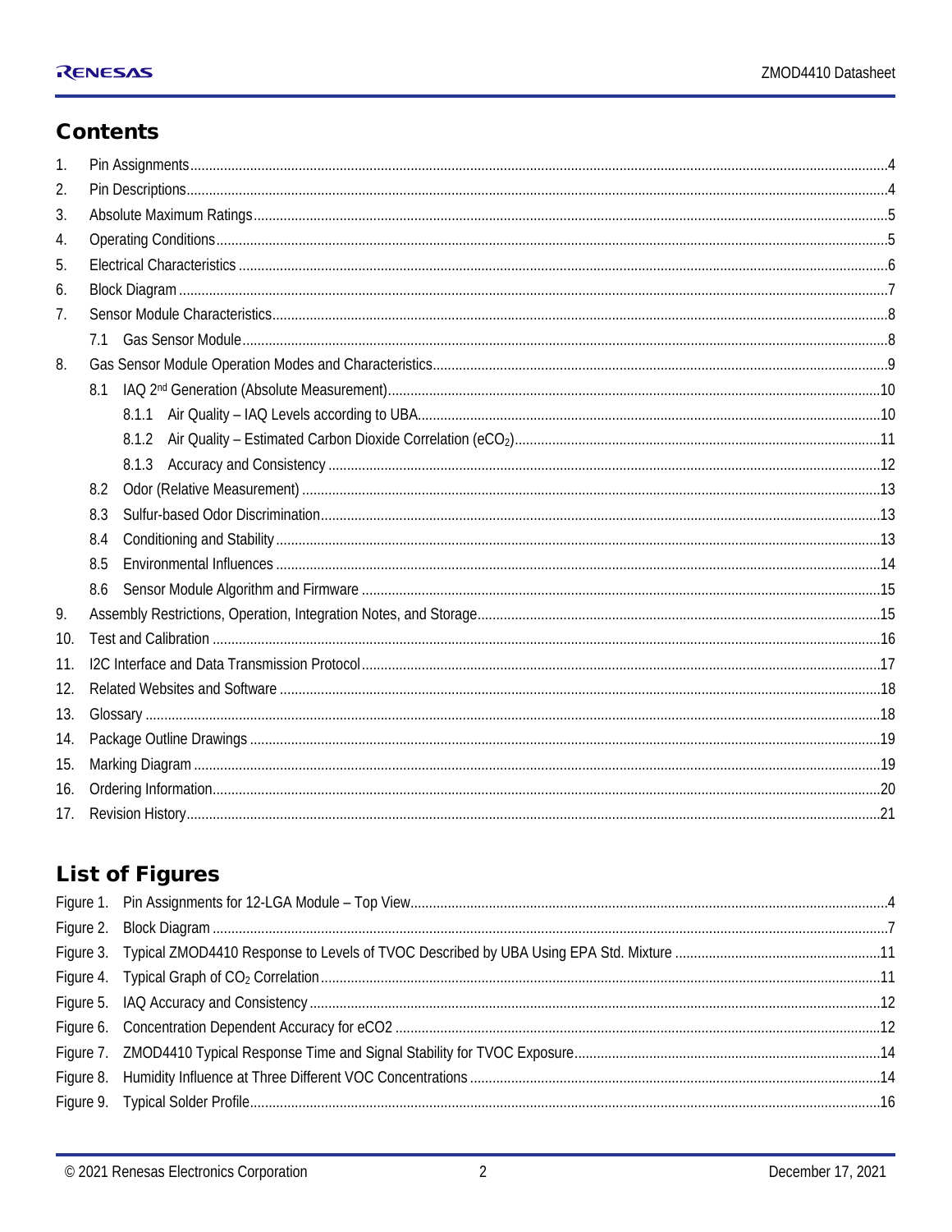## Contents

1. Pin Assignments ........ 4
2. Pin Descriptions ........ 4
3. Absolute Maximum Ratings ........ 5
4. Operating Conditions ........ 5
5. Electrical Characteristics ........ 6
6. Block Diagram ........ 7
7. Sensor Module Characteristics ........ 8
   - 7.1 Gas Sensor Module ........ 8
8. Gas Sensor Module Operation Modes and Characteristics ........ 9
   - 8.1 IAQ 2nd Generation (Absolute Measurement) ........ 10
     - 8.1.1 Air Quality – IAQ Levels according to UBA ........ 10
     - 8.1.2 Air Quality – Estimated Carbon Dioxide Correlation ($eCO_2$) ........ 11
     - 8.1.3 Accuracy and Consistency ........ 12
   - 8.2 Odor (Relative Measurement) ........ 13
   - 8.3 Sulfur-based Odor Discrimination ........ 13
   - 8.4 Conditioning and Stability ........ 13
   - 8.5 Environmental Influences ........ 14
   - 8.6 Sensor Module Algorithm and Firmware ........ 15
9. Assembly Restrictions, Operation, Integration Notes, and Storage ........ 15
10. Test and Calibration ........ 16
11. I2C Interface and Data Transmission Protocol ........ 17
12. Related Websites and Software ........ 18
13. Glossary ........ 18
14. Package Outline Drawings ........ 19
15. Marking Diagram ........ 19
16. Ordering Information ........ 20
17. Revision History ........ 21

## List of Figures

Figure 1. Pin Assignments for 12-LGA Module – Top View ........ 4
Figure 2. Block Diagram ........ 7
Figure 3. Typical ZMOD4410 Response to Levels of TVOC Described by UBA Using EPA Std. Mixture ........ 11
Figure 4. Typical Graph of $CO_2$ Correlation ........ 11
Figure 5. IAQ Accuracy and Consistency ........ 12
Figure 6. Concentration Dependent Accuracy for eCO2 ........ 12
Figure 7. ZMOD4410 Typical Response Time and Signal Stability for TVOC Exposure ........ 14
Figure 8. Humidity Influence at Three Different VOC Concentrations ........ 14
Figure 9. Typical Solder Profile ........ 16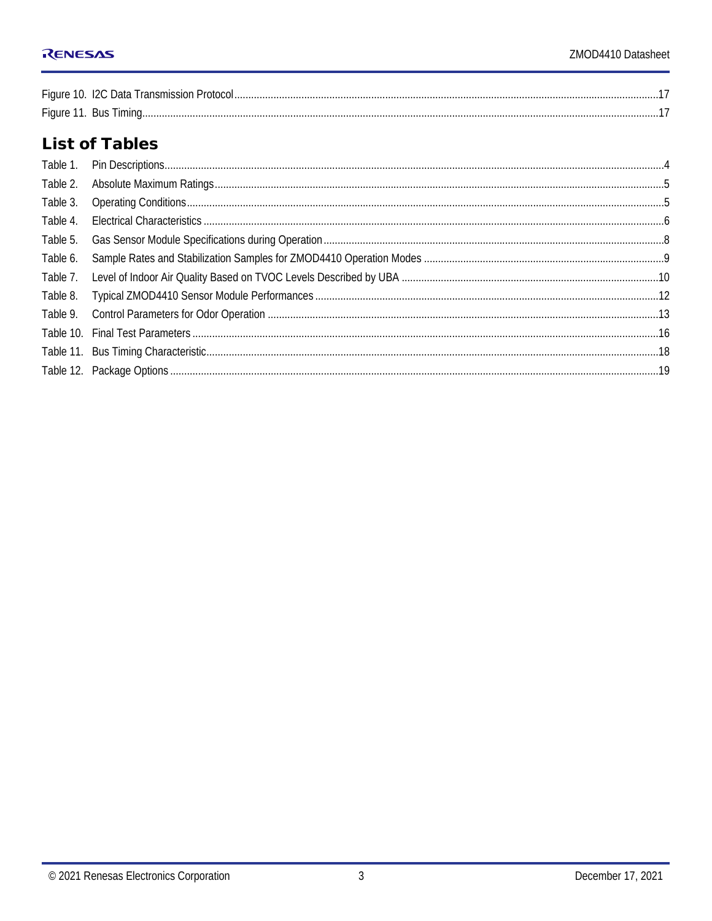Figure 10. I2C Data Transmission Protocol ..... 17
Figure 11. Bus Timing ..... 17

## List of Tables

Table 1. Pin Descriptions ..... 4
Table 2. Absolute Maximum Ratings ..... 5
Table 3. Operating Conditions ..... 5
Table 4. Electrical Characteristics ..... 6
Table 5. Gas Sensor Module Specifications during Operation ..... 8
Table 6. Sample Rates and Stabilization Samples for ZMOD4410 Operation Modes ..... 9
Table 7. Level of Indoor Air Quality Based on TVOC Levels Described by UBA ..... 10
Table 8. Typical ZMOD4410 Sensor Module Performances ..... 12
Table 9. Control Parameters for Odor Operation ..... 13
Table 10. Final Test Parameters ..... 16
Table 11. Bus Timing Characteristic ..... 18
Table 12. Package Options ..... 19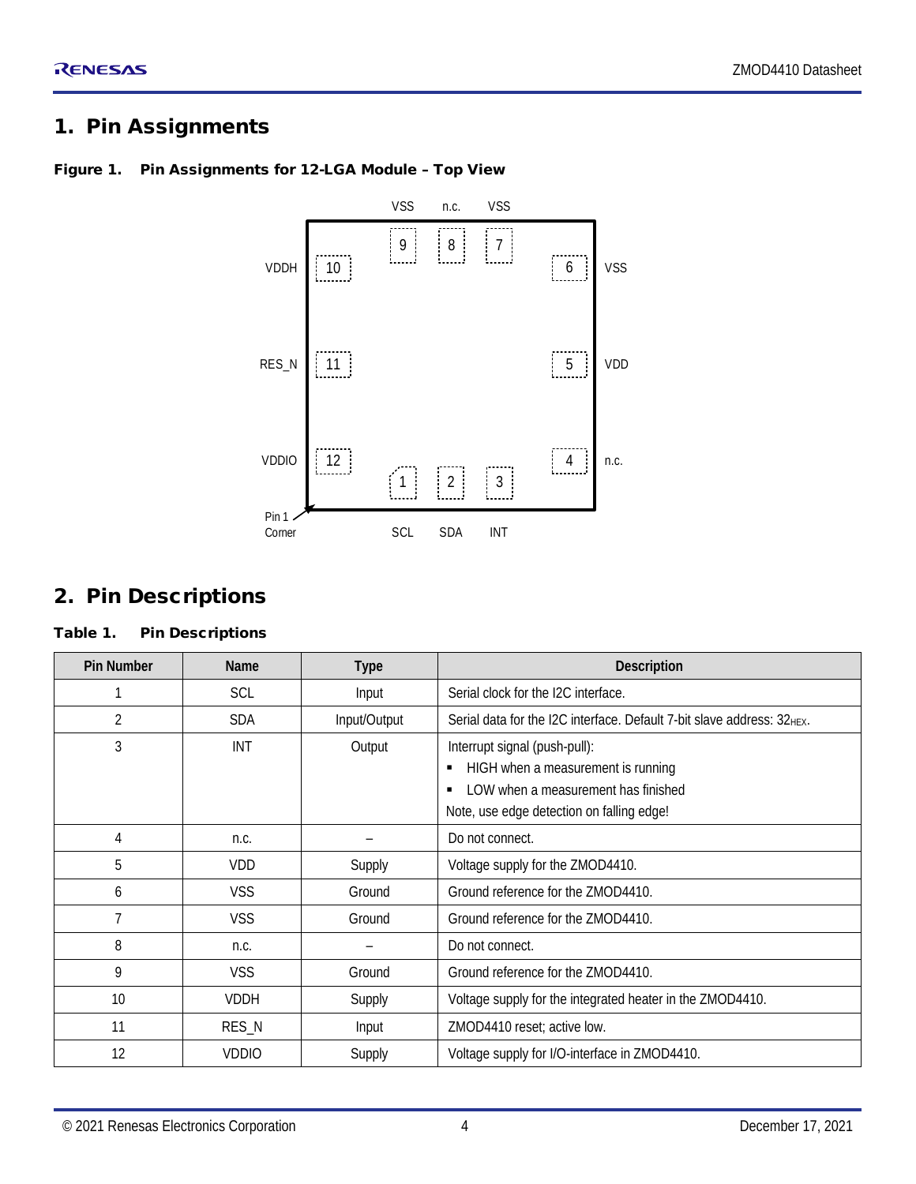# 1. Pin Assignments

**Figure 1. Pin Assignments for 12-LGA Module – Top View**

VSS n.c. VSS

9 8 7

VDDH 10 6 VSS

RES_N 11 5 VDD

VDDIO 12 4 n.c.

1 2 3

Pin 1 Corner

SCL SDA INT

# 2. Pin Descriptions

**Table 1. Pin Descriptions**

| Pin Number | Name | Type | Description |
|---|---|---|---|
| 1 | SCL | Input | Serial clock for the I2C interface. |
| 2 | SDA | Input/Output | Serial data for the I2C interface. Default 7-bit slave address: $32_{HEX}$. |
| 3 | INT | Output | Interrupt signal (push-pull):<br>▪ HIGH when a measurement is running<br>▪ LOW when a measurement has finished<br>Note, use edge detection on falling edge! |
| 4 | n.c. | – | Do not connect. |
| 5 | VDD | Supply | Voltage supply for the ZMOD4410. |
| 6 | VSS | Ground | Ground reference for the ZMOD4410. |
| 7 | VSS | Ground | Ground reference for the ZMOD4410. |
| 8 | n.c. | – | Do not connect. |
| 9 | VSS | Ground | Ground reference for the ZMOD4410. |
| 10 | VDDH | Supply | Voltage supply for the integrated heater in the ZMOD4410. |
| 11 | RES_N | Input | ZMOD4410 reset; active low. |
| 12 | VDDIO | Supply | Voltage supply for I/O-interface in ZMOD4410. |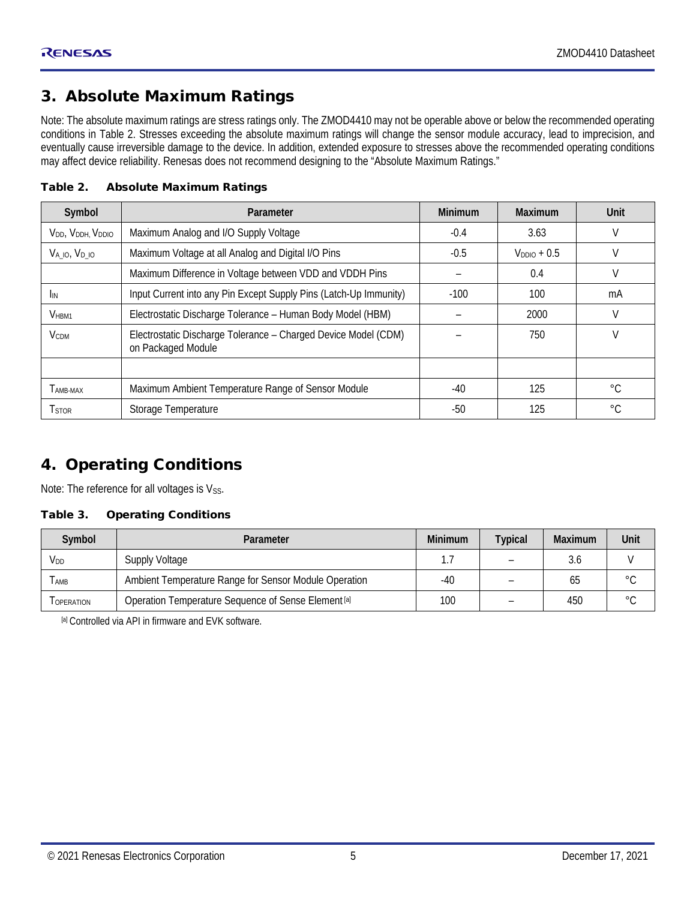## 3. Absolute Maximum Ratings

Note: The absolute maximum ratings are stress ratings only. The ZMOD4410 may not be operable above or below the recommended operating conditions in Table 2. Stresses exceeding the absolute maximum ratings will change the sensor module accuracy, lead to imprecision, and eventually cause irreversible damage to the device. In addition, extended exposure to stresses above the recommended operating conditions may affect device reliability. Renesas does not recommend designing to the "Absolute Maximum Ratings."

**Table 2. Absolute Maximum Ratings**

| Symbol | Parameter | Minimum | Maximum | Unit |
|---|---|---|---|---|
| $V_{DD}$, $V_{DDH}$, $V_{DDIO}$ | Maximum Analog and I/O Supply Voltage | -0.4 | 3.63 | V |
| $V_{A\_IO}$, $V_{D\_IO}$ | Maximum Voltage at all Analog and Digital I/O Pins | -0.5 | $V_{DDIO}$ + 0.5 | V |
| | Maximum Difference in Voltage between VDD and VDDH Pins | – | 0.4 | V |
| $I_{IN}$ | Input Current into any Pin Except Supply Pins (Latch-Up Immunity) | -100 | 100 | mA |
| $V_{HBM1}$ | Electrostatic Discharge Tolerance – Human Body Model (HBM) | – | 2000 | V |
| $V_{CDM}$ | Electrostatic Discharge Tolerance – Charged Device Model (CDM) on Packaged Module | – | 750 | V |
| | | | | |
| $T_{AMB-MAX}$ | Maximum Ambient Temperature Range of Sensor Module | -40 | 125 | °C |
| $T_{STOR}$ | Storage Temperature | -50 | 125 | °C |

## 4. Operating Conditions

Note: The reference for all voltages is $V_{SS}$.

**Table 3. Operating Conditions**

| Symbol | Parameter | Minimum | Typical | Maximum | Unit |
|---|---|---|---|---|---|
| $V_{DD}$ | Supply Voltage | 1.7 | – | 3.6 | V |
| $T_{AMB}$ | Ambient Temperature Range for Sensor Module Operation | -40 | – | 65 | °C |
| $T_{OPERATION}$ | Operation Temperature Sequence of Sense Element [a] | 100 | – | 450 | °C |

[a] Controlled via API in firmware and EVK software.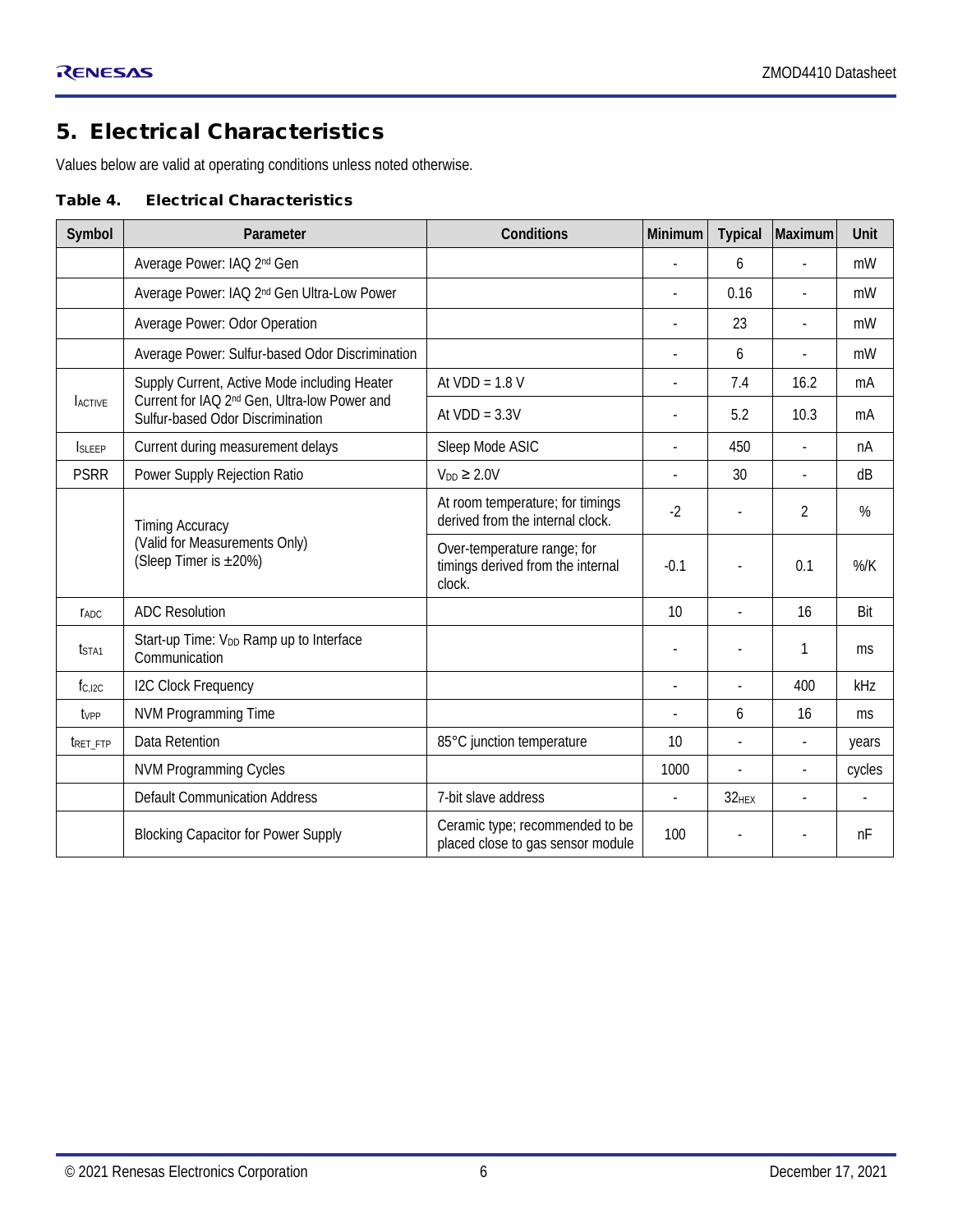# 5. Electrical Characteristics

Values below are valid at operating conditions unless noted otherwise.

**Table 4. Electrical Characteristics**

| Symbol | Parameter | Conditions | Minimum | Typical | Maximum | Unit |
|---|---|---|---|---|---|---|
| | Average Power: IAQ 2nd Gen | | - | 6 | - | mW |
| | Average Power: IAQ 2nd Gen Ultra-Low Power | | - | 0.16 | - | mW |
| | Average Power: Odor Operation | | - | 23 | - | mW |
| | Average Power: Sulfur-based Odor Discrimination | | - | 6 | - | mW |
| $I_{ACTIVE}$ | Supply Current, Active Mode including Heater Current for IAQ 2nd Gen, Ultra-low Power and Sulfur-based Odor Discrimination | At VDD = 1.8 V | - | 7.4 | 16.2 | mA |
| | | At VDD = 3.3V | - | 5.2 | 10.3 | mA |
| $I_{SLEEP}$ | Current during measurement delays | Sleep Mode ASIC | - | 450 | - | nA |
| PSRR | Power Supply Rejection Ratio | $V_{DD} \geq 2.0V$ | - | 30 | - | dB |
| | Timing Accuracy (Valid for Measurements Only) (Sleep Timer is ±20%) | At room temperature; for timings derived from the internal clock. | -2 | - | 2 | % |
| | | Over-temperature range; for timings derived from the internal clock. | -0.1 | - | 0.1 | %/K |
| $r_{ADC}$ | ADC Resolution | | 10 | - | 16 | Bit |
| $t_{STA1}$ | Start-up Time: $V_{DD}$ Ramp up to Interface Communication | | - | - | 1 | ms |
| $f_{C,I2C}$ | I2C Clock Frequency | | - | - | 400 | kHz |
| $t_{VPP}$ | NVM Programming Time | | - | 6 | 16 | ms |
| $t_{RET\_FTP}$ | Data Retention | 85°C junction temperature | 10 | - | - | years |
| | NVM Programming Cycles | | 1000 | - | - | cycles |
| | Default Communication Address | 7-bit slave address | - | $32_{HEX}$ | - | - |
| | Blocking Capacitor for Power Supply | Ceramic type; recommended to be placed close to gas sensor module | 100 | - | - | nF |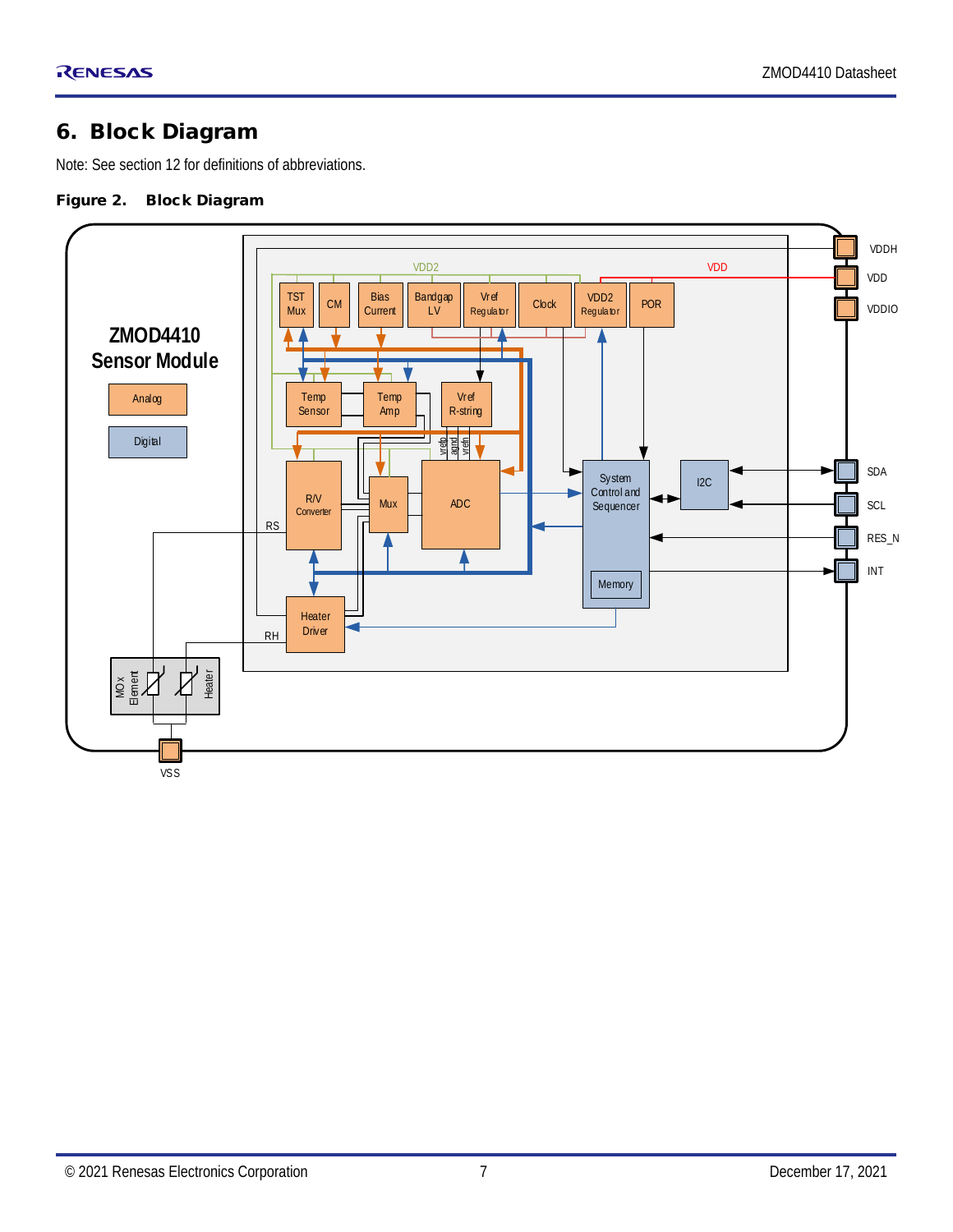# 6. Block Diagram

Note: See section 12 for definitions of abbreviations.

**Figure 2. Block Diagram**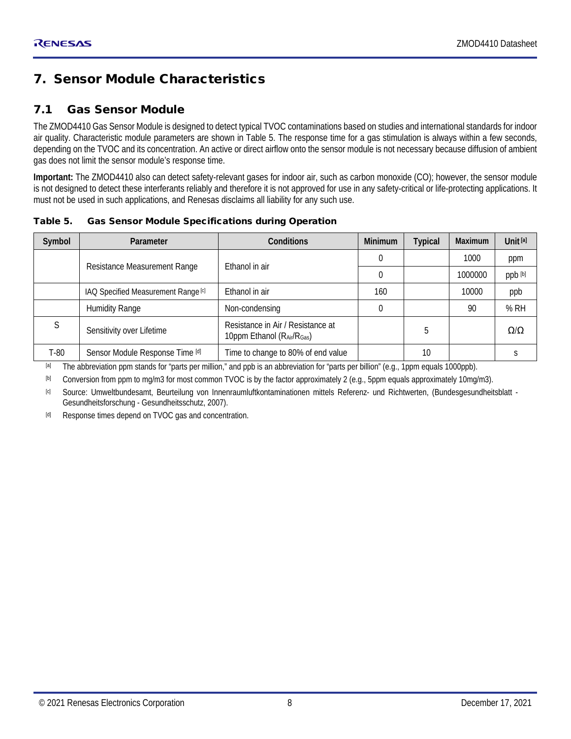# 7. Sensor Module Characteristics

## 7.1 Gas Sensor Module

The ZMOD4410 Gas Sensor Module is designed to detect typical TVOC contaminations based on studies and international standards for indoor air quality. Characteristic module parameters are shown in Table 5. The response time for a gas stimulation is always within a few seconds, depending on the TVOC and its concentration. An active or direct airflow onto the sensor module is not necessary because diffusion of ambient gas does not limit the sensor module's response time.

**Important:** The ZMOD4410 also can detect safety-relevant gases for indoor air, such as carbon monoxide (CO); however, the sensor module is not designed to detect these interferants reliably and therefore it is not approved for use in any safety-critical or life-protecting applications. It must not be used in such applications, and Renesas disclaims all liability for any such use.

**Table 5. Gas Sensor Module Specifications during Operation**

| Symbol | Parameter | Conditions | Minimum | Typical | Maximum | Unit [a] |
|---|---|---|---|---|---|---|
| | Resistance Measurement Range | Ethanol in air | 0 | | 1000 | ppm |
| | | | 0 | | 1000000 | ppb [b] |
| | IAQ Specified Measurement Range [c] | Ethanol in air | 160 | | 10000 | ppb |
| | Humidity Range | Non-condensing | 0 | | 90 | % RH |
| S | Sensitivity over Lifetime | Resistance in Air / Resistance at 10ppm Ethanol ($R_{Air}/R_{Gas}$) | | 5 | | Ω/Ω |
| T-80 | Sensor Module Response Time [d] | Time to change to 80% of end value | | 10 | | s |

[a] The abbreviation ppm stands for "parts per million," and ppb is an abbreviation for "parts per billion" (e.g., 1ppm equals 1000ppb).

[b] Conversion from ppm to mg/m3 for most common TVOC is by the factor approximately 2 (e.g., 5ppm equals approximately 10mg/m3).

[c] Source: Umweltbundesamt, Beurteilung von Innenraumluftkontaminationen mittels Referenz- und Richtwerten, (Bundesgesundheitsblatt - Gesundheitsforschung - Gesundheitsschutz, 2007).

[d] Response times depend on TVOC gas and concentration.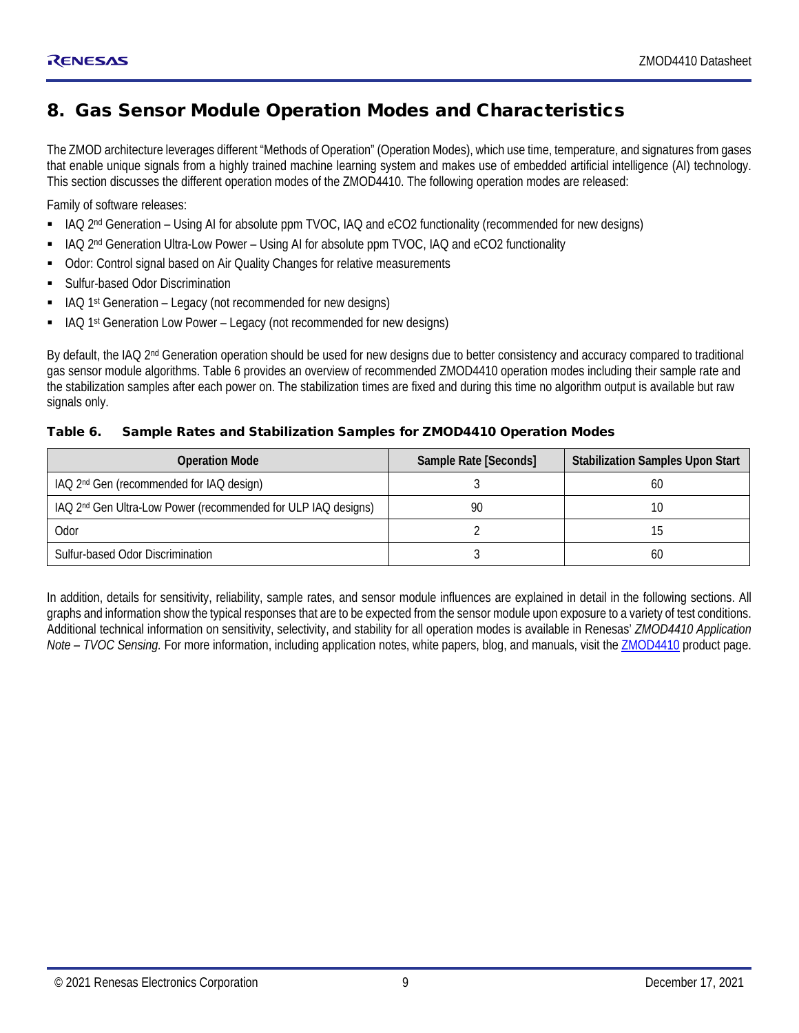# 8. Gas Sensor Module Operation Modes and Characteristics

The ZMOD architecture leverages different "Methods of Operation" (Operation Modes), which use time, temperature, and signatures from gases that enable unique signals from a highly trained machine learning system and makes use of embedded artificial intelligence (AI) technology. This section discusses the different operation modes of the ZMOD4410. The following operation modes are released:

Family of software releases:

- IAQ 2nd Generation – Using AI for absolute ppm TVOC, IAQ and eCO2 functionality (recommended for new designs)
- IAQ 2nd Generation Ultra-Low Power – Using AI for absolute ppm TVOC, IAQ and eCO2 functionality
- Odor: Control signal based on Air Quality Changes for relative measurements
- Sulfur-based Odor Discrimination
- IAQ 1st Generation – Legacy (not recommended for new designs)
- IAQ 1st Generation Low Power – Legacy (not recommended for new designs)

By default, the IAQ 2nd Generation operation should be used for new designs due to better consistency and accuracy compared to traditional gas sensor module algorithms. Table 6 provides an overview of recommended ZMOD4410 operation modes including their sample rate and the stabilization samples after each power on. The stabilization times are fixed and during this time no algorithm output is available but raw signals only.

**Table 6. Sample Rates and Stabilization Samples for ZMOD4410 Operation Modes**

| Operation Mode | Sample Rate [Seconds] | Stabilization Samples Upon Start |
|---|---|---|
| IAQ 2nd Gen (recommended for IAQ design) | 3 | 60 |
| IAQ 2nd Gen Ultra-Low Power (recommended for ULP IAQ designs) | 90 | 10 |
| Odor | 2 | 15 |
| Sulfur-based Odor Discrimination | 3 | 60 |

In addition, details for sensitivity, reliability, sample rates, and sensor module influences are explained in detail in the following sections. All graphs and information show the typical responses that are to be expected from the sensor module upon exposure to a variety of test conditions. Additional technical information on sensitivity, selectivity, and stability for all operation modes is available in Renesas' *ZMOD4410 Application Note – TVOC Sensing.* For more information, including application notes, white papers, blog, and manuals, visit the ZMOD4410 product page.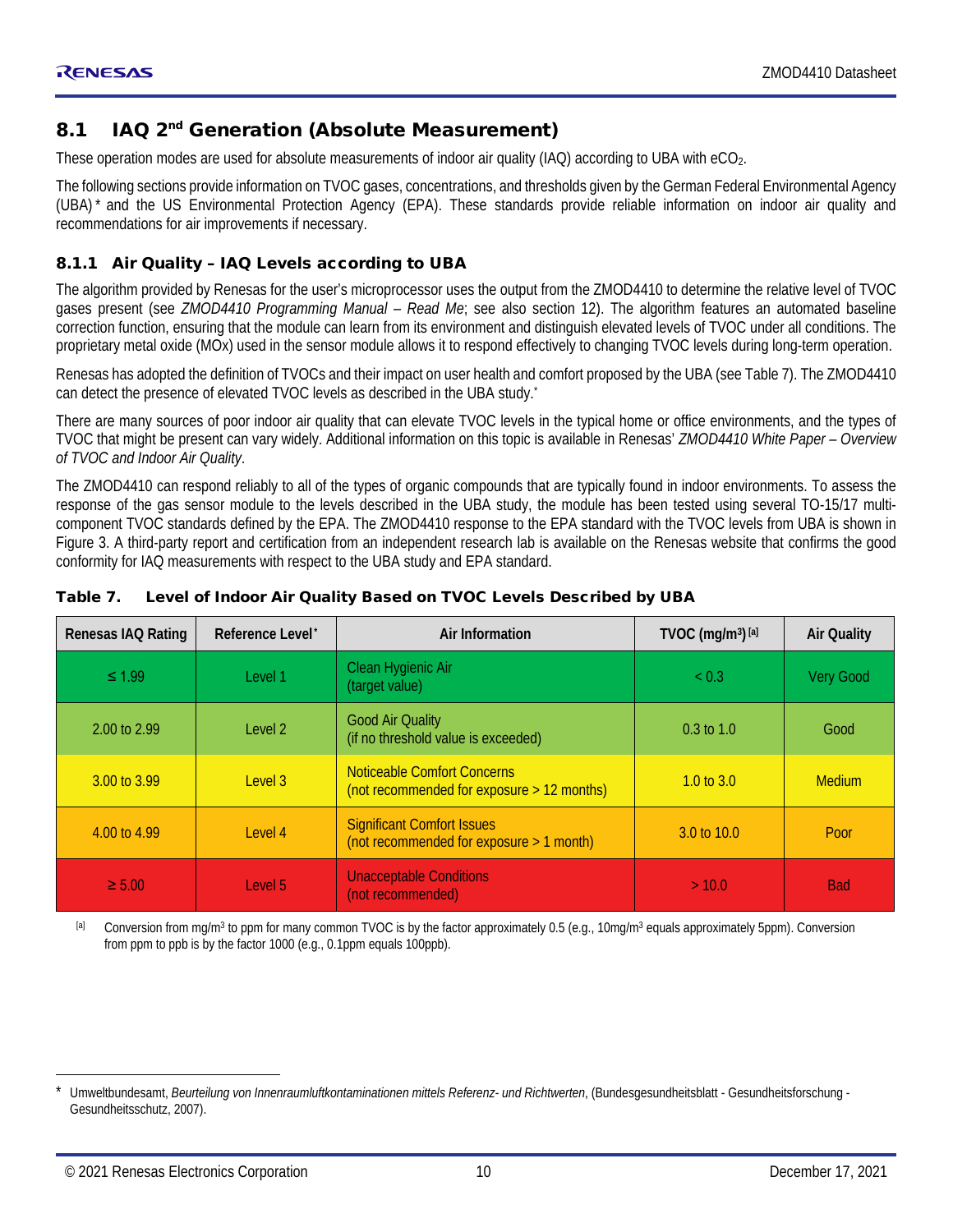## 8.1 IAQ 2nd Generation (Absolute Measurement)

These operation modes are used for absolute measurements of indoor air quality (IAQ) according to UBA with $eCO_2$.

The following sections provide information on TVOC gases, concentrations, and thresholds given by the German Federal Environmental Agency (UBA)* and the US Environmental Protection Agency (EPA). These standards provide reliable information on indoor air quality and recommendations for air improvements if necessary.

### 8.1.1 Air Quality – IAQ Levels according to UBA

The algorithm provided by Renesas for the user's microprocessor uses the output from the ZMOD4410 to determine the relative level of TVOC gases present (see *ZMOD4410 Programming Manual – Read Me*; see also section 12). The algorithm features an automated baseline correction function, ensuring that the module can learn from its environment and distinguish elevated levels of TVOC under all conditions. The proprietary metal oxide (MOx) used in the sensor module allows it to respond effectively to changing TVOC levels during long-term operation.

Renesas has adopted the definition of TVOCs and their impact on user health and comfort proposed by the UBA (see Table 7). The ZMOD4410 can detect the presence of elevated TVOC levels as described in the UBA study.*

There are many sources of poor indoor air quality that can elevate TVOC levels in the typical home or office environments, and the types of TVOC that might be present can vary widely. Additional information on this topic is available in Renesas' *ZMOD4410 White Paper – Overview of TVOC and Indoor Air Quality*.

The ZMOD4410 can respond reliably to all of the types of organic compounds that are typically found in indoor environments. To assess the response of the gas sensor module to the levels described in the UBA study, the module has been tested using several TO-15/17 multi-component TVOC standards defined by the EPA. The ZMOD4410 response to the EPA standard with the TVOC levels from UBA is shown in Figure 3. A third-party report and certification from an independent research lab is available on the Renesas website that confirms the good conformity for IAQ measurements with respect to the UBA study and EPA standard.

**Table 7. Level of Indoor Air Quality Based on TVOC Levels Described by UBA**

| Renesas IAQ Rating | Reference Level* | Air Information | TVOC ($mg/m^3$) [a] | Air Quality |
|---|---|---|---|---|
| ≤ 1.99 | Level 1 | Clean Hygienic Air (target value) | < 0.3 | Very Good |
| 2.00 to 2.99 | Level 2 | Good Air Quality (if no threshold value is exceeded) | 0.3 to 1.0 | Good |
| 3.00 to 3.99 | Level 3 | Noticeable Comfort Concerns (not recommended for exposure > 12 months) | 1.0 to 3.0 | Medium |
| 4.00 to 4.99 | Level 4 | Significant Comfort Issues (not recommended for exposure > 1 month) | 3.0 to 10.0 | Poor |
| ≥ 5.00 | Level 5 | Unacceptable Conditions (not recommended) | > 10.0 | Bad |

[a] Conversion from $mg/m^3$ to ppm for many common TVOC is by the factor approximately 0.5 (e.g., $10 mg/m^3$ equals approximately 5ppm). Conversion from ppm to ppb is by the factor 1000 (e.g., 0.1ppm equals 100ppb).

* Umweltbundesamt, *Beurteilung von Innenraumluftkontaminationen mittels Referenz- und Richtwerten*, (Bundesgesundheitsblatt - Gesundheitsforschung - Gesundheitsschutz, 2007).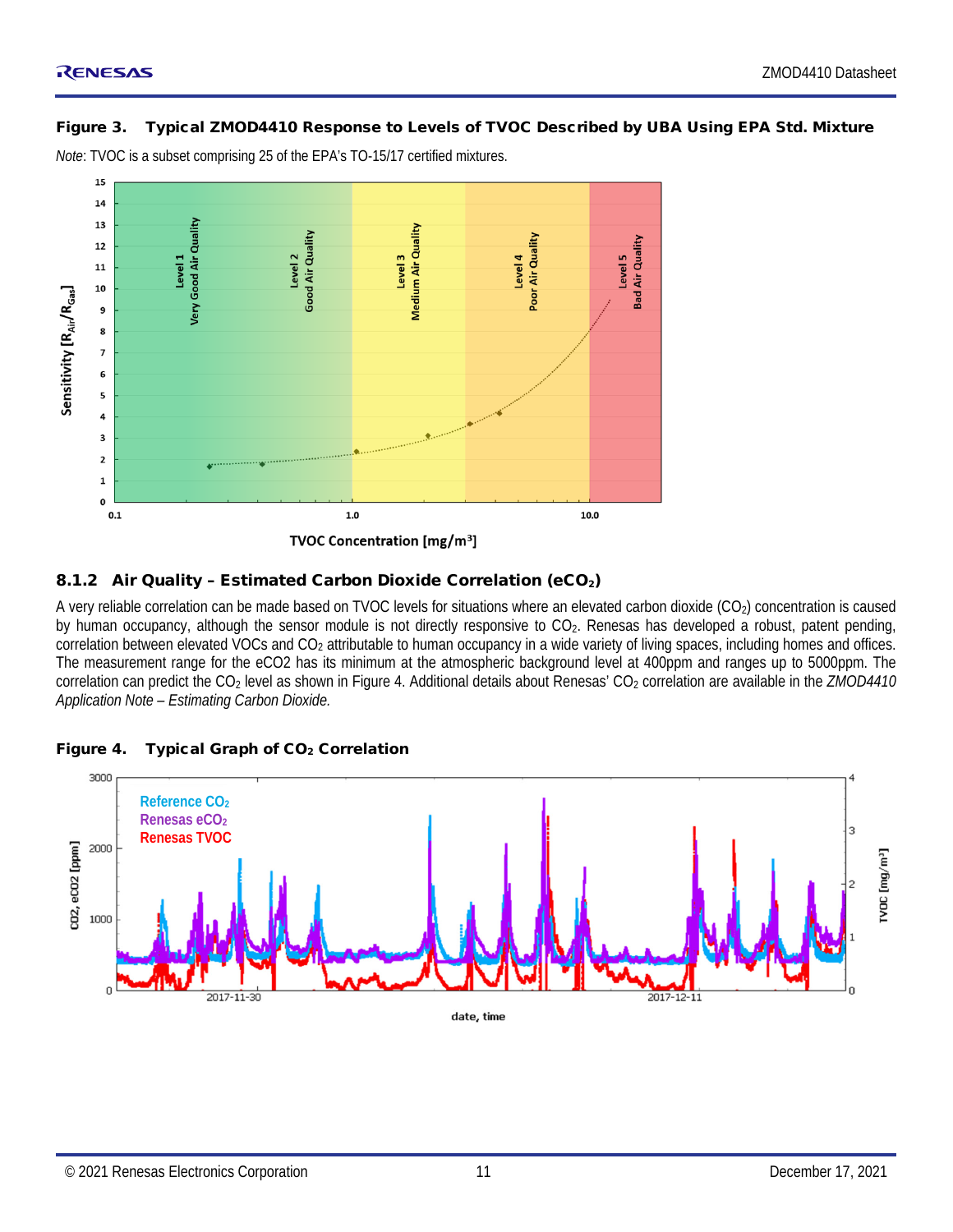**Figure 3. Typical ZMOD4410 Response to Levels of TVOC Described by UBA Using EPA Std. Mixture**

*Note*: TVOC is a subset comprising 25 of the EPA's TO-15/17 certified mixtures.

### 8.1.2 Air Quality – Estimated Carbon Dioxide Correlation ($eCO_2$)

A very reliable correlation can be made based on TVOC levels for situations where an elevated carbon dioxide ($CO_2$) concentration is caused by human occupancy, although the sensor module is not directly responsive to $CO_2$. Renesas has developed a robust, patent pending, correlation between elevated VOCs and $CO_2$ attributable to human occupancy in a wide variety of living spaces, including homes and offices. The measurement range for the eCO2 has its minimum at the atmospheric background level at 400ppm and ranges up to 5000ppm. The correlation can predict the $CO_2$ level as shown in Figure 4. Additional details about Renesas' $CO_2$ correlation are available in the *ZMOD4410 Application Note – Estimating Carbon Dioxide.*

**Figure 4. Typical Graph of $CO_2$ Correlation**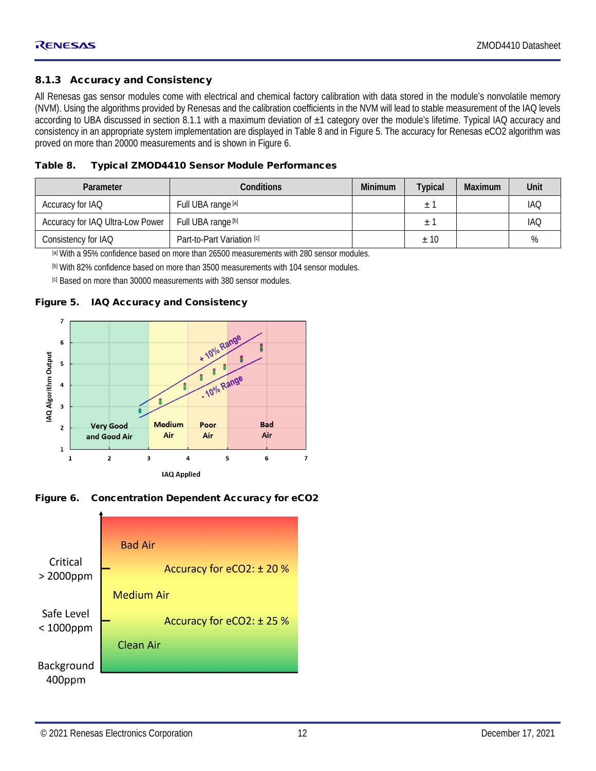### 8.1.3 Accuracy and Consistency

All Renesas gas sensor modules come with electrical and chemical factory calibration with data stored in the module's nonvolatile memory (NVM). Using the algorithms provided by Renesas and the calibration coefficients in the NVM will lead to stable measurement of the IAQ levels according to UBA discussed in section 8.1.1 with a maximum deviation of ±1 category over the module's lifetime. Typical IAQ accuracy and consistency in an appropriate system implementation are displayed in Table 8 and in Figure 5. The accuracy for Renesas eCO2 algorithm was proved on more than 20000 measurements and is shown in Figure 6.

**Table 8. Typical ZMOD4410 Sensor Module Performances**

| Parameter | Conditions | Minimum | Typical | Maximum | Unit |
|---|---|---|---|---|---|
| Accuracy for IAQ | Full UBA range [a] | | ± 1 | | IAQ |
| Accuracy for IAQ Ultra-Low Power | Full UBA range [b] | | ± 1 | | IAQ |
| Consistency for IAQ | Part-to-Part Variation [c] | | ± 10 | | % |

[a] With a 95% confidence based on more than 26500 measurements with 280 sensor modules.

[b] With 82% confidence based on more than 3500 measurements with 104 sensor modules.

[c] Based on more than 30000 measurements with 380 sensor modules.

**Figure 5. IAQ Accuracy and Consistency**

**Figure 6. Concentration Dependent Accuracy for eCO2**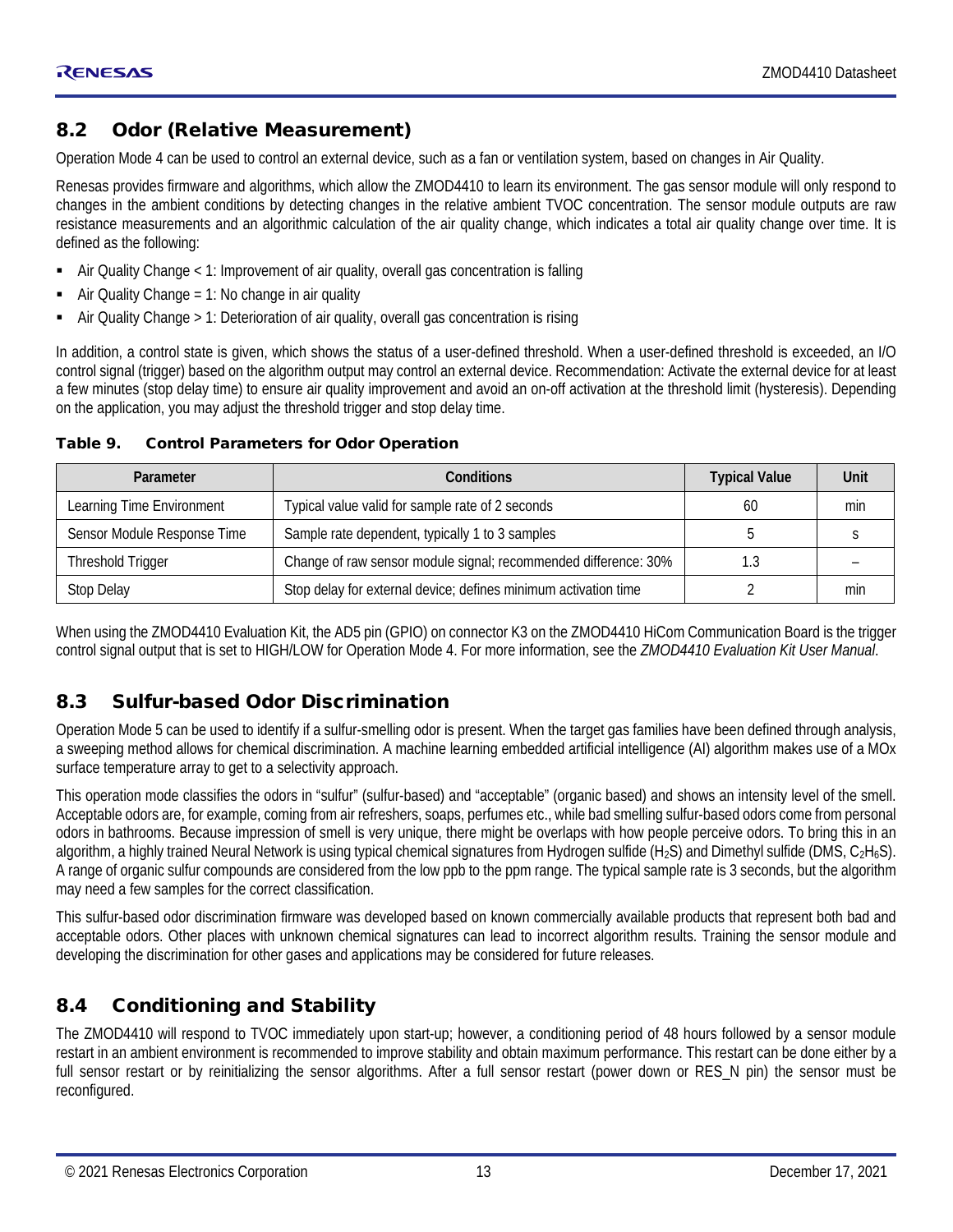## 8.2 Odor (Relative Measurement)

Operation Mode 4 can be used to control an external device, such as a fan or ventilation system, based on changes in Air Quality.

Renesas provides firmware and algorithms, which allow the ZMOD4410 to learn its environment. The gas sensor module will only respond to changes in the ambient conditions by detecting changes in the relative ambient TVOC concentration. The sensor module outputs are raw resistance measurements and an algorithmic calculation of the air quality change, which indicates a total air quality change over time. It is defined as the following:

- Air Quality Change < 1: Improvement of air quality, overall gas concentration is falling
- Air Quality Change = 1: No change in air quality
- Air Quality Change > 1: Deterioration of air quality, overall gas concentration is rising

In addition, a control state is given, which shows the status of a user-defined threshold. When a user-defined threshold is exceeded, an I/O control signal (trigger) based on the algorithm output may control an external device. Recommendation: Activate the external device for at least a few minutes (stop delay time) to ensure air quality improvement and avoid an on-off activation at the threshold limit (hysteresis). Depending on the application, you may adjust the threshold trigger and stop delay time.

**Table 9. Control Parameters for Odor Operation**

| Parameter | Conditions | Typical Value | Unit |
|---|---|---|---|
| Learning Time Environment | Typical value valid for sample rate of 2 seconds | 60 | min |
| Sensor Module Response Time | Sample rate dependent, typically 1 to 3 samples | 5 | s |
| Threshold Trigger | Change of raw sensor module signal; recommended difference: 30% | 1.3 | – |
| Stop Delay | Stop delay for external device; defines minimum activation time | 2 | min |

When using the ZMOD4410 Evaluation Kit, the AD5 pin (GPIO) on connector K3 on the ZMOD4410 HiCom Communication Board is the trigger control signal output that is set to HIGH/LOW for Operation Mode 4. For more information, see the *ZMOD4410 Evaluation Kit User Manual*.

## 8.3 Sulfur-based Odor Discrimination

Operation Mode 5 can be used to identify if a sulfur-smelling odor is present. When the target gas families have been defined through analysis, a sweeping method allows for chemical discrimination. A machine learning embedded artificial intelligence (AI) algorithm makes use of a MOx surface temperature array to get to a selectivity approach.

This operation mode classifies the odors in "sulfur" (sulfur-based) and "acceptable" (organic based) and shows an intensity level of the smell. Acceptable odors are, for example, coming from air refreshers, soaps, perfumes etc., while bad smelling sulfur-based odors come from personal odors in bathrooms. Because impression of smell is very unique, there might be overlaps with how people perceive odors. To bring this in an algorithm, a highly trained Neural Network is using typical chemical signatures from Hydrogen sulfide ($H_2S$) and Dimethyl sulfide (DMS, $C_2H_6S$). A range of organic sulfur compounds are considered from the low ppb to the ppm range. The typical sample rate is 3 seconds, but the algorithm may need a few samples for the correct classification.

This sulfur-based odor discrimination firmware was developed based on known commercially available products that represent both bad and acceptable odors. Other places with unknown chemical signatures can lead to incorrect algorithm results. Training the sensor module and developing the discrimination for other gases and applications may be considered for future releases.

## 8.4 Conditioning and Stability

The ZMOD4410 will respond to TVOC immediately upon start-up; however, a conditioning period of 48 hours followed by a sensor module restart in an ambient environment is recommended to improve stability and obtain maximum performance. This restart can be done either by a full sensor restart or by reinitializing the sensor algorithms. After a full sensor restart (power down or RES_N pin) the sensor must be reconfigured.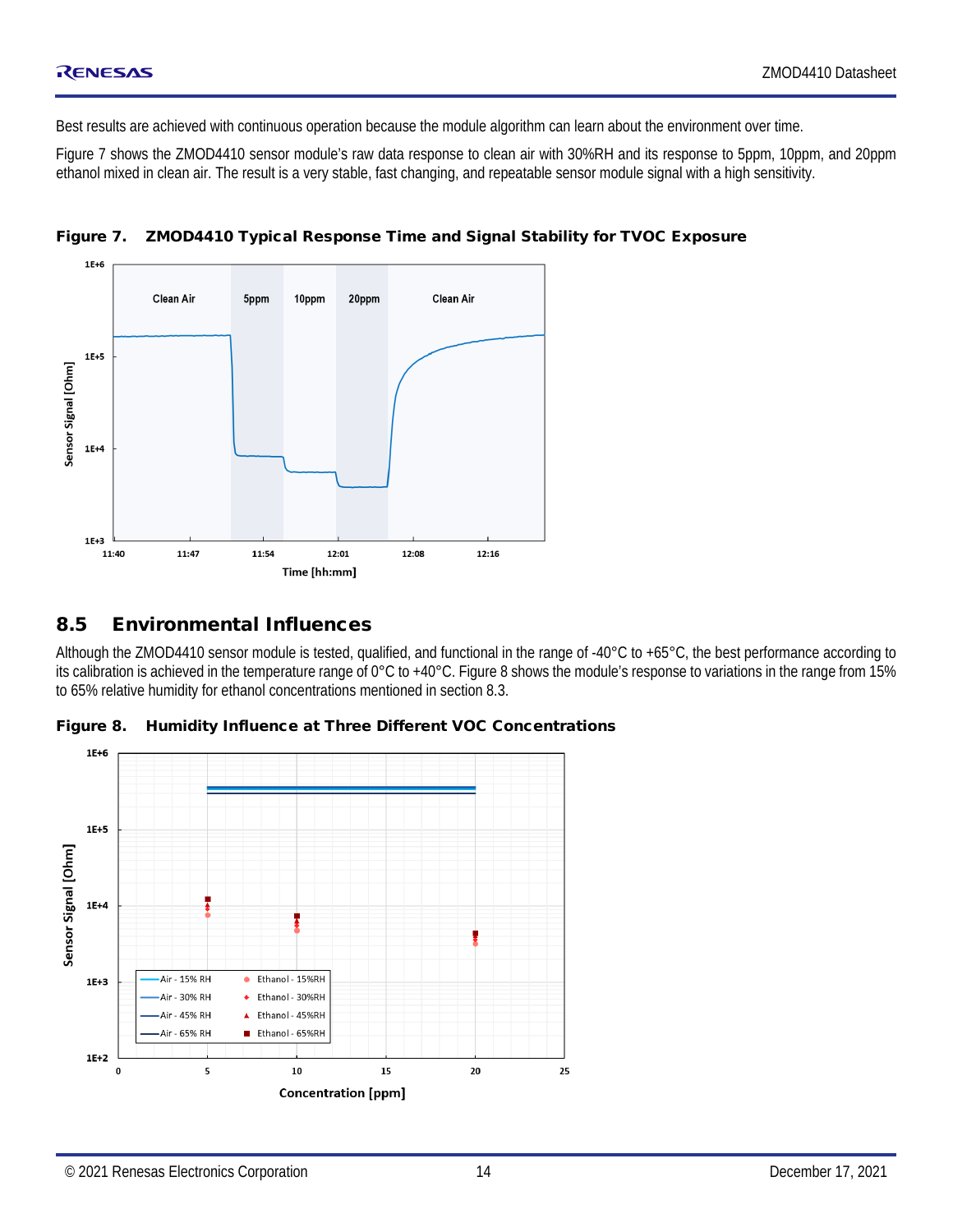Best results are achieved with continuous operation because the module algorithm can learn about the environment over time.

Figure 7 shows the ZMOD4410 sensor module's raw data response to clean air with 30%RH and its response to 5ppm, 10ppm, and 20ppm ethanol mixed in clean air. The result is a very stable, fast changing, and repeatable sensor module signal with a high sensitivity.

**Figure 7. ZMOD4410 Typical Response Time and Signal Stability for TVOC Exposure**

## 8.5 Environmental Influences

Although the ZMOD4410 sensor module is tested, qualified, and functional in the range of -40°C to +65°C, the best performance according to its calibration is achieved in the temperature range of 0°C to +40°C. Figure 8 shows the module's response to variations in the range from 15% to 65% relative humidity for ethanol concentrations mentioned in section 8.3.

**Figure 8. Humidity Influence at Three Different VOC Concentrations**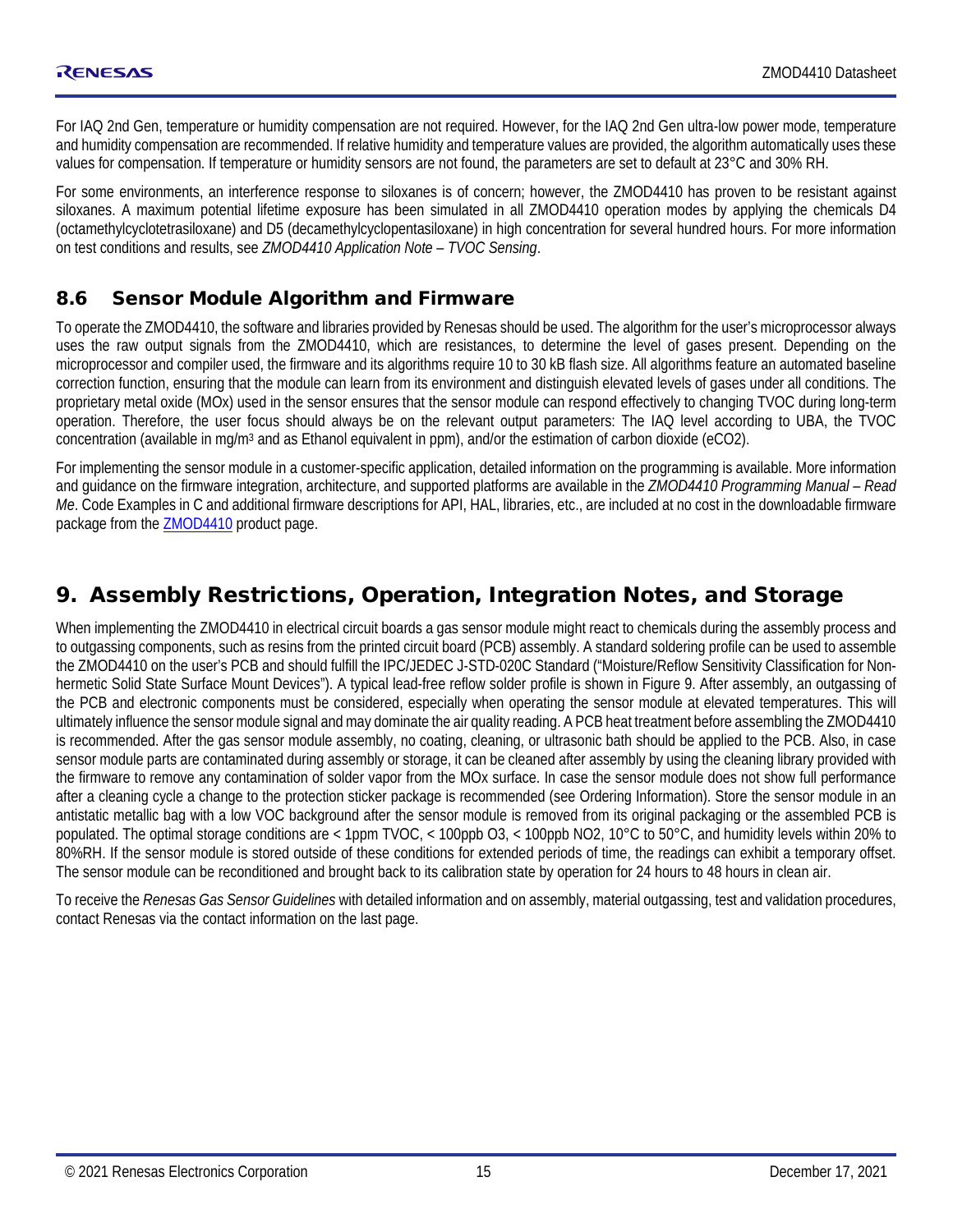For IAQ 2nd Gen, temperature or humidity compensation are not required. However, for the IAQ 2nd Gen ultra-low power mode, temperature and humidity compensation are recommended. If relative humidity and temperature values are provided, the algorithm automatically uses these values for compensation. If temperature or humidity sensors are not found, the parameters are set to default at 23°C and 30% RH.

For some environments, an interference response to siloxanes is of concern; however, the ZMOD4410 has proven to be resistant against siloxanes. A maximum potential lifetime exposure has been simulated in all ZMOD4410 operation modes by applying the chemicals D4 (octamethylcyclotetrasiloxane) and D5 (decamethylcyclopentasiloxane) in high concentration for several hundred hours. For more information on test conditions and results, see *ZMOD4410 Application Note – TVOC Sensing*.

## 8.6 Sensor Module Algorithm and Firmware

To operate the ZMOD4410, the software and libraries provided by Renesas should be used. The algorithm for the user's microprocessor always uses the raw output signals from the ZMOD4410, which are resistances, to determine the level of gases present. Depending on the microprocessor and compiler used, the firmware and its algorithms require 10 to 30 kB flash size. All algorithms feature an automated baseline correction function, ensuring that the module can learn from its environment and distinguish elevated levels of gases under all conditions. The proprietary metal oxide (MOx) used in the sensor ensures that the sensor module can respond effectively to changing TVOC during long-term operation. Therefore, the user focus should always be on the relevant output parameters: The IAQ level according to UBA, the TVOC concentration (available in $mg/m^3$ and as Ethanol equivalent in ppm), and/or the estimation of carbon dioxide (eCO2).

For implementing the sensor module in a customer-specific application, detailed information on the programming is available. More information and guidance on the firmware integration, architecture, and supported platforms are available in the *ZMOD4410 Programming Manual – Read Me*. Code Examples in C and additional firmware descriptions for API, HAL, libraries, etc., are included at no cost in the downloadable firmware package from the ZMOD4410 product page.

# 9. Assembly Restrictions, Operation, Integration Notes, and Storage

When implementing the ZMOD4410 in electrical circuit boards a gas sensor module might react to chemicals during the assembly process and to outgassing components, such as resins from the printed circuit board (PCB) assembly. A standard soldering profile can be used to assemble the ZMOD4410 on the user's PCB and should fulfill the IPC/JEDEC J-STD-020C Standard ("Moisture/Reflow Sensitivity Classification for Non-hermetic Solid State Surface Mount Devices"). A typical lead-free reflow solder profile is shown in Figure 9. After assembly, an outgassing of the PCB and electronic components must be considered, especially when operating the sensor module at elevated temperatures. This will ultimately influence the sensor module signal and may dominate the air quality reading. A PCB heat treatment before assembling the ZMOD4410 is recommended. After the gas sensor module assembly, no coating, cleaning, or ultrasonic bath should be applied to the PCB. Also, in case sensor module parts are contaminated during assembly or storage, it can be cleaned after assembly by using the cleaning library provided with the firmware to remove any contamination of solder vapor from the MOx surface. In case the sensor module does not show full performance after a cleaning cycle a change to the protection sticker package is recommended (see Ordering Information). Store the sensor module in an antistatic metallic bag with a low VOC background after the sensor module is removed from its original packaging or the assembled PCB is populated. The optimal storage conditions are < 1ppm TVOC, < 100ppb O3, < 100ppb NO2, 10°C to 50°C, and humidity levels within 20% to 80%RH. If the sensor module is stored outside of these conditions for extended periods of time, the readings can exhibit a temporary offset. The sensor module can be reconditioned and brought back to its calibration state by operation for 24 hours to 48 hours in clean air.

To receive the *Renesas Gas Sensor Guidelines* with detailed information and on assembly, material outgassing, test and validation procedures, contact Renesas via the contact information on the last page.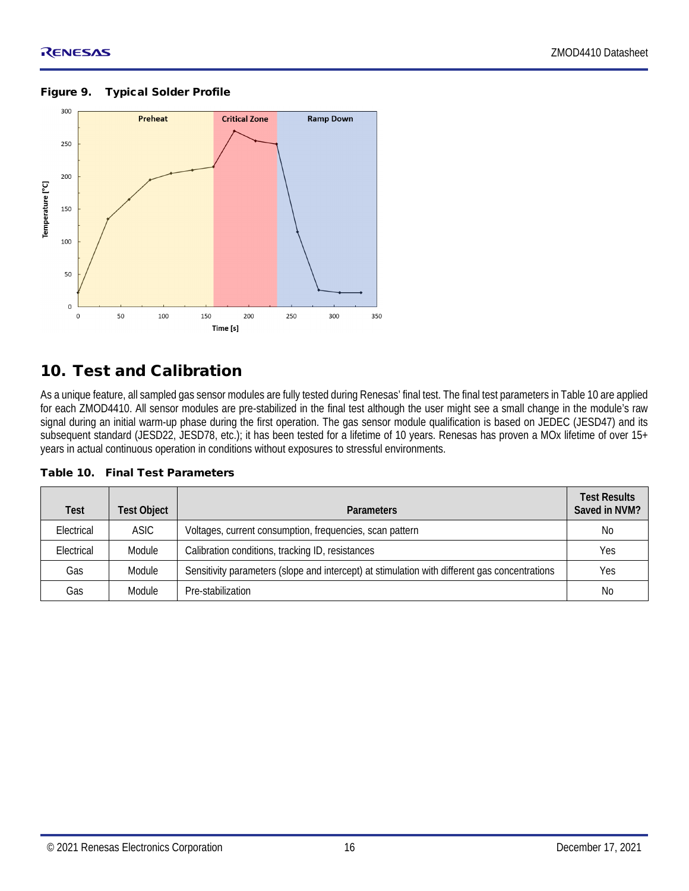**Figure 9. Typical Solder Profile**

## 10. Test and Calibration

As a unique feature, all sampled gas sensor modules are fully tested during Renesas' final test. The final test parameters in Table 10 are applied for each ZMOD4410. All sensor modules are pre-stabilized in the final test although the user might see a small change in the module's raw signal during an initial warm-up phase during the first operation. The gas sensor module qualification is based on JEDEC (JESD47) and its subsequent standard (JESD22, JESD78, etc.); it has been tested for a lifetime of 10 years. Renesas has proven a MOx lifetime of over 15+ years in actual continuous operation in conditions without exposures to stressful environments.

**Table 10. Final Test Parameters**

| Test | Test Object | Parameters | Test Results Saved in NVM? |
|---|---|---|---|
| Electrical | ASIC | Voltages, current consumption, frequencies, scan pattern | No |
| Electrical | Module | Calibration conditions, tracking ID, resistances | Yes |
| Gas | Module | Sensitivity parameters (slope and intercept) at stimulation with different gas concentrations | Yes |
| Gas | Module | Pre-stabilization | No |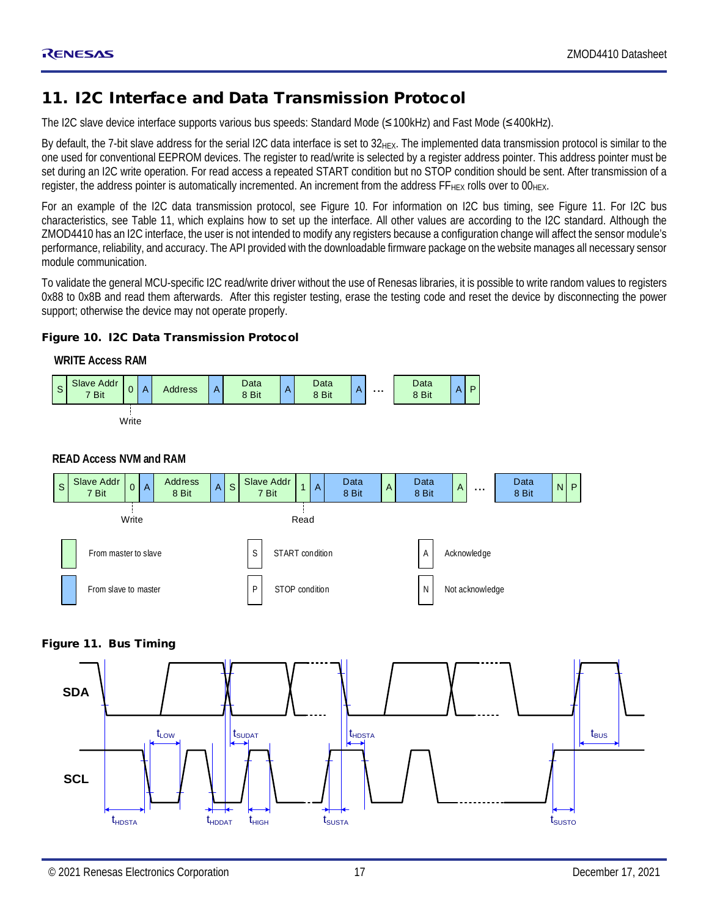# 11. I2C Interface and Data Transmission Protocol

The I2C slave device interface supports various bus speeds: Standard Mode (≤100kHz) and Fast Mode (≤400kHz).

By default, the 7-bit slave address for the serial I2C data interface is set to $32_{HEX}$. The implemented data transmission protocol is similar to the one used for conventional EEPROM devices. The register to read/write is selected by a register address pointer. This address pointer must be set during an I2C write operation. For read access a repeated START condition but no STOP condition should be sent. After transmission of a register, the address pointer is automatically incremented. An increment from the address $FF_{HEX}$ rolls over to $00_{HEX}$.

For an example of the I2C data transmission protocol, see Figure 10. For information on I2C bus timing, see Figure 11. For I2C bus characteristics, see Table 11, which explains how to set up the interface. All other values are according to the I2C standard. Although the ZMOD4410 has an I2C interface, the user is not intended to modify any registers because a configuration change will affect the sensor module's performance, reliability, and accuracy. The API provided with the downloadable firmware package on the website manages all necessary sensor module communication.

To validate the general MCU-specific I2C read/write driver without the use of Renesas libraries, it is possible to write random values to registers 0x88 to 0x8B and read them afterwards. After this register testing, erase the testing code and reset the device by disconnecting the power support; otherwise the device may not operate properly.

**Figure 10. I2C Data Transmission Protocol**

**WRITE Access RAM**

| S | Slave Addr 7 Bit | 0 | A | Address | A | Data 8 Bit | A | Data 8 Bit | A | … | Data 8 Bit | A | P |
|---|---|---|---|---|---|---|---|---|---|---|---|---|---|

(0 = Write)

**READ Access NVM and RAM**

| S | Slave Addr 7 Bit | 0 | A | Address 8 Bit | A | S | Slave Addr 7 Bit | 1 | A | Data 8 Bit | A | Data 8 Bit | A | … | Data 8 Bit | N | P |
|---|---|---|---|---|---|---|---|---|---|---|---|---|---|---|---|---|---|

(0 = Write, 1 = Read)

Legend: From master to slave (green); From slave to master (blue); S = START condition; P = STOP condition; A = Acknowledge; N = Not acknowledge

**Figure 11. Bus Timing**

SDA / SCL timing parameters: $t_{HDSTA}$, $t_{LOW}$, $t_{HDDAT}$, $t_{SUDAT}$, $t_{HIGH}$, $t_{SUSTA}$, $t_{HDSTA}$, $t_{SUSTO}$, $t_{BUS}$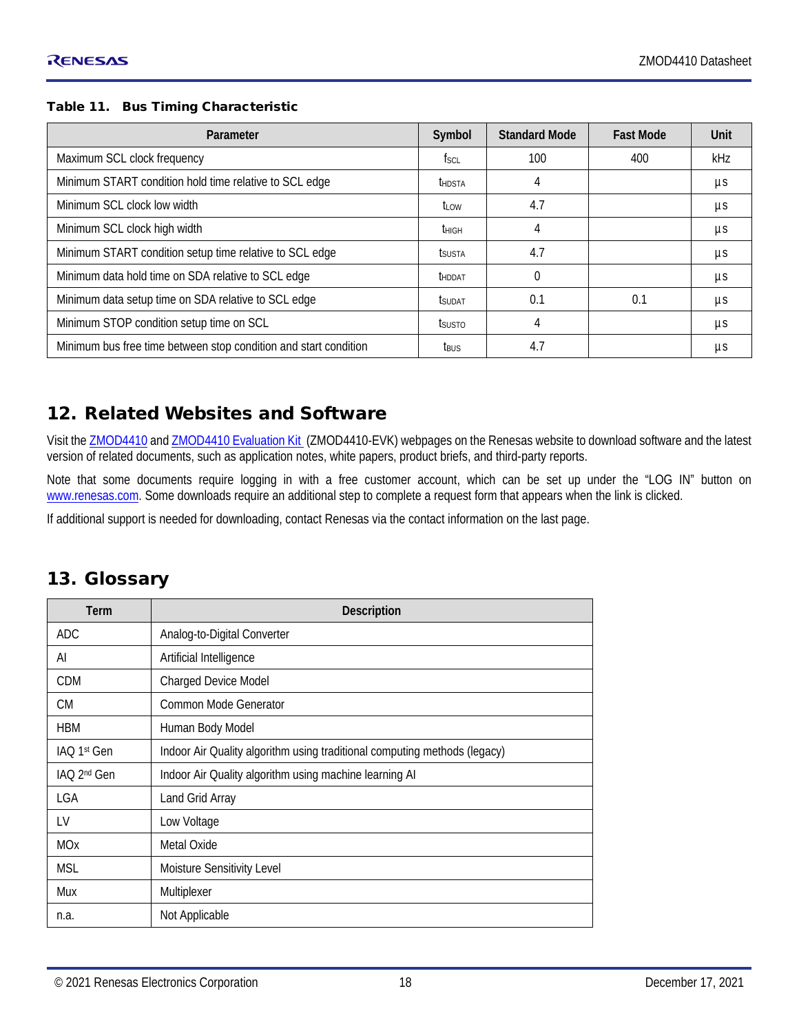**Table 11. Bus Timing Characteristic**

| Parameter | Symbol | Standard Mode | Fast Mode | Unit |
|---|---|---|---|---|
| Maximum SCL clock frequency | $f_{SCL}$ | 100 | 400 | kHz |
| Minimum START condition hold time relative to SCL edge | $t_{HDSTA}$ | 4 | | µs |
| Minimum SCL clock low width | $t_{LOW}$ | 4.7 | | µs |
| Minimum SCL clock high width | $t_{HIGH}$ | 4 | | µs |
| Minimum START condition setup time relative to SCL edge | $t_{SUSTA}$ | 4.7 | | µs |
| Minimum data hold time on SDA relative to SCL edge | $t_{HDDAT}$ | 0 | | µs |
| Minimum data setup time on SDA relative to SCL edge | $t_{SUDAT}$ | 0.1 | 0.1 | µs |
| Minimum STOP condition setup time on SCL | $t_{SUSTO}$ | 4 | | µs |
| Minimum bus free time between stop condition and start condition | $t_{BUS}$ | 4.7 | | µs |

## 12. Related Websites and Software

Visit the ZMOD4410 and ZMOD4410 Evaluation Kit (ZMOD4410-EVK) webpages on the Renesas website to download software and the latest version of related documents, such as application notes, white papers, product briefs, and third-party reports.

Note that some documents require logging in with a free customer account, which can be set up under the "LOG IN" button on www.renesas.com. Some downloads require an additional step to complete a request form that appears when the link is clicked.

If additional support is needed for downloading, contact Renesas via the contact information on the last page.

## 13. Glossary

| Term | Description |
|---|---|
| ADC | Analog-to-Digital Converter |
| AI | Artificial Intelligence |
| CDM | Charged Device Model |
| CM | Common Mode Generator |
| HBM | Human Body Model |
| IAQ 1st Gen | Indoor Air Quality algorithm using traditional computing methods (legacy) |
| IAQ 2nd Gen | Indoor Air Quality algorithm using machine learning AI |
| LGA | Land Grid Array |
| LV | Low Voltage |
| MOx | Metal Oxide |
| MSL | Moisture Sensitivity Level |
| Mux | Multiplexer |
| n.a. | Not Applicable |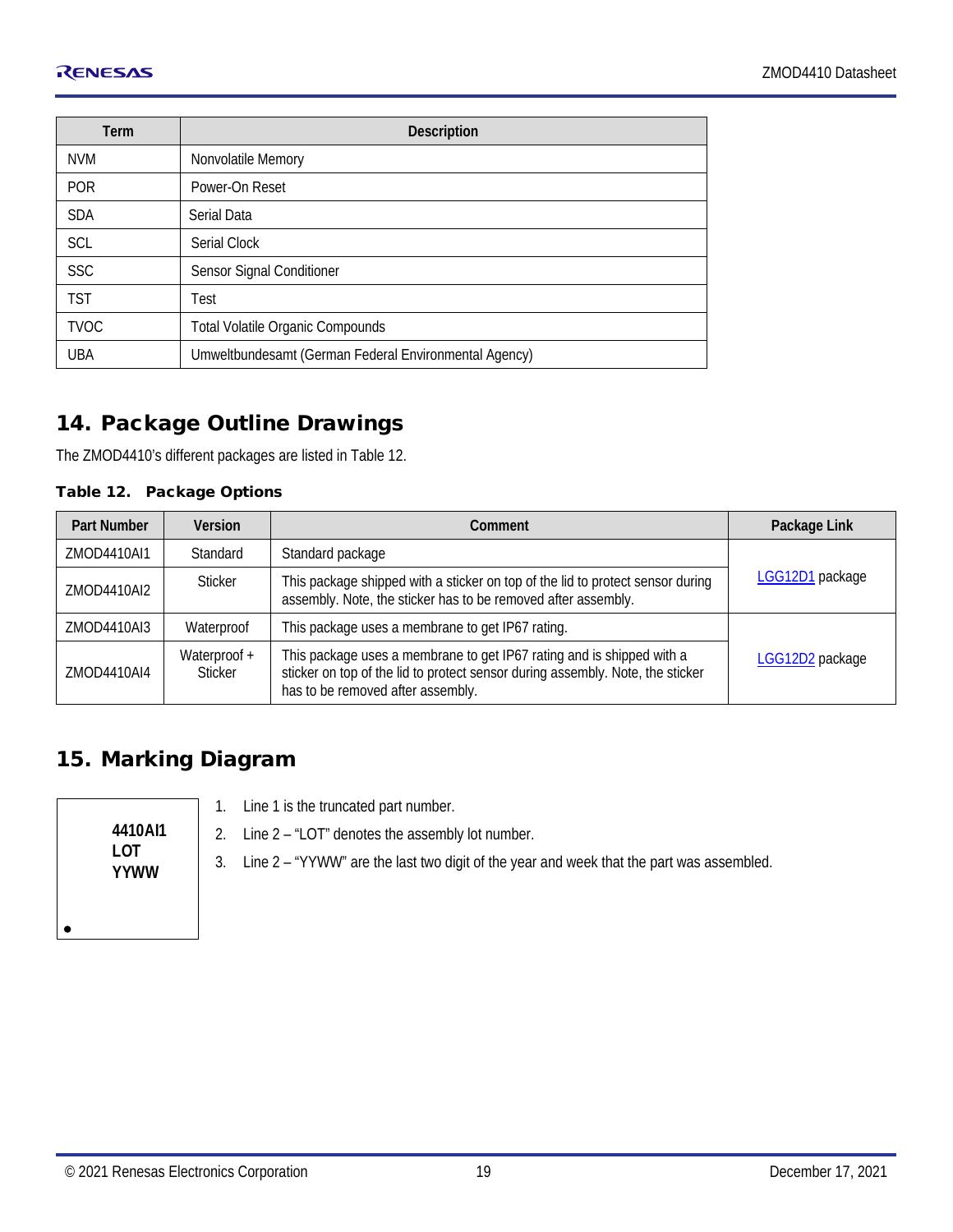| Term | Description |
|---|---|
| NVM | Nonvolatile Memory |
| POR | Power-On Reset |
| SDA | Serial Data |
| SCL | Serial Clock |
| SSC | Sensor Signal Conditioner |
| TST | Test |
| TVOC | Total Volatile Organic Compounds |
| UBA | Umweltbundesamt (German Federal Environmental Agency) |

## 14. Package Outline Drawings

The ZMOD4410's different packages are listed in Table 12.

**Table 12. Package Options**

| Part Number | Version | Comment | Package Link |
|---|---|---|---|
| ZMOD4410AI1 | Standard | Standard package | LGG12D1 package |
| ZMOD4410AI2 | Sticker | This package shipped with a sticker on top of the lid to protect sensor during assembly. Note, the sticker has to be removed after assembly. | |
| ZMOD4410AI3 | Waterproof | This package uses a membrane to get IP67 rating. | LGG12D2 package |
| ZMOD4410AI4 | Waterproof + Sticker | This package uses a membrane to get IP67 rating and is shipped with a sticker on top of the lid to protect sensor during assembly. Note, the sticker has to be removed after assembly. | |

## 15. Marking Diagram

**4410AI1**
**LOT**
**YYWW**

•

1. Line 1 is the truncated part number.
2. Line 2 – "LOT" denotes the assembly lot number.
3. Line 2 – "YYWW" are the last two digit of the year and week that the part was assembled.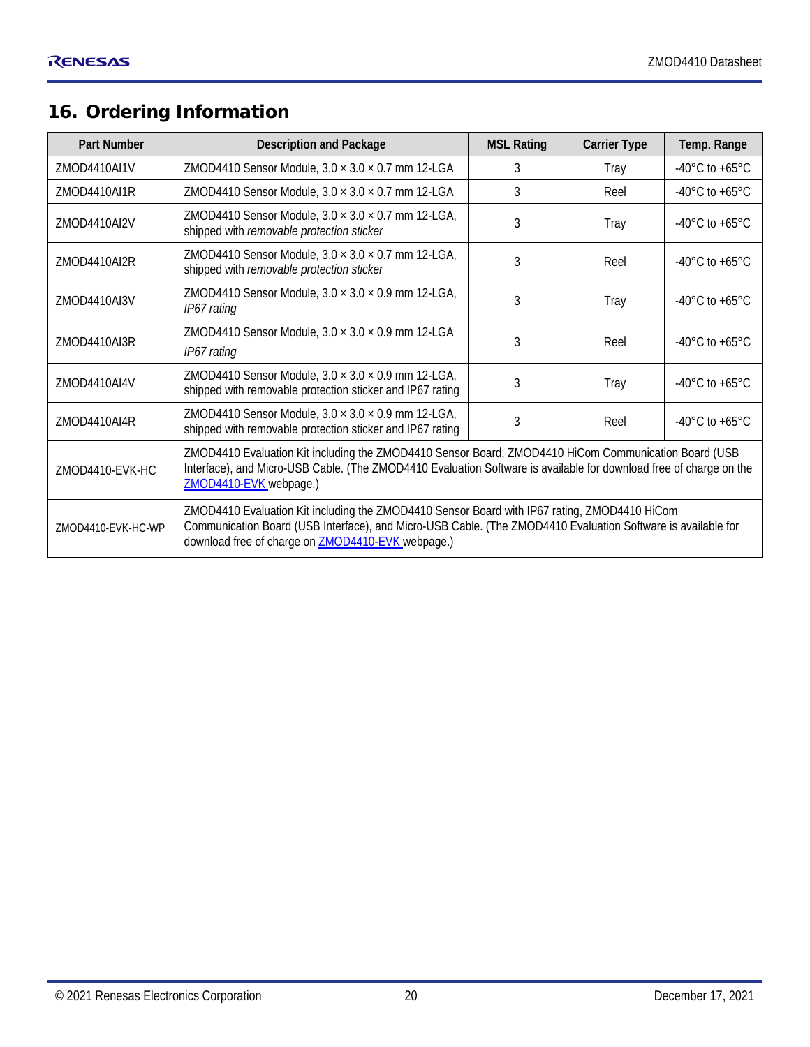## 16. Ordering Information

| Part Number | Description and Package | MSL Rating | Carrier Type | Temp. Range |
|---|---|---|---|---|
| ZMOD4410AI1V | ZMOD4410 Sensor Module, 3.0 × 3.0 × 0.7 mm 12-LGA | 3 | Tray | -40°C to +65°C |
| ZMOD4410AI1R | ZMOD4410 Sensor Module, 3.0 × 3.0 × 0.7 mm 12-LGA | 3 | Reel | -40°C to +65°C |
| ZMOD4410AI2V | ZMOD4410 Sensor Module, 3.0 × 3.0 × 0.7 mm 12-LGA, shipped with *removable protection sticker* | 3 | Tray | -40°C to +65°C |
| ZMOD4410AI2R | ZMOD4410 Sensor Module, 3.0 × 3.0 × 0.7 mm 12-LGA, shipped with *removable protection sticker* | 3 | Reel | -40°C to +65°C |
| ZMOD4410AI3V | ZMOD4410 Sensor Module, 3.0 × 3.0 × 0.9 mm 12-LGA, *IP67 rating* | 3 | Tray | -40°C to +65°C |
| ZMOD4410AI3R | ZMOD4410 Sensor Module, 3.0 × 3.0 × 0.9 mm 12-LGA *IP67 rating* | 3 | Reel | -40°C to +65°C |
| ZMOD4410AI4V | ZMOD4410 Sensor Module, 3.0 × 3.0 × 0.9 mm 12-LGA, shipped with removable protection sticker and IP67 rating | 3 | Tray | -40°C to +65°C |
| ZMOD4410AI4R | ZMOD4410 Sensor Module, 3.0 × 3.0 × 0.9 mm 12-LGA, shipped with removable protection sticker and IP67 rating | 3 | Reel | -40°C to +65°C |
| ZMOD4410-EVK-HC | ZMOD4410 Evaluation Kit including the ZMOD4410 Sensor Board, ZMOD4410 HiCom Communication Board (USB Interface), and Micro-USB Cable. (The ZMOD4410 Evaluation Software is available for download free of charge on the ZMOD4410-EVK webpage.) | | | |
| ZMOD4410-EVK-HC-WP | ZMOD4410 Evaluation Kit including the ZMOD4410 Sensor Board with IP67 rating, ZMOD4410 HiCom Communication Board (USB Interface), and Micro-USB Cable. (The ZMOD4410 Evaluation Software is available for download free of charge on ZMOD4410-EVK webpage.) | | | |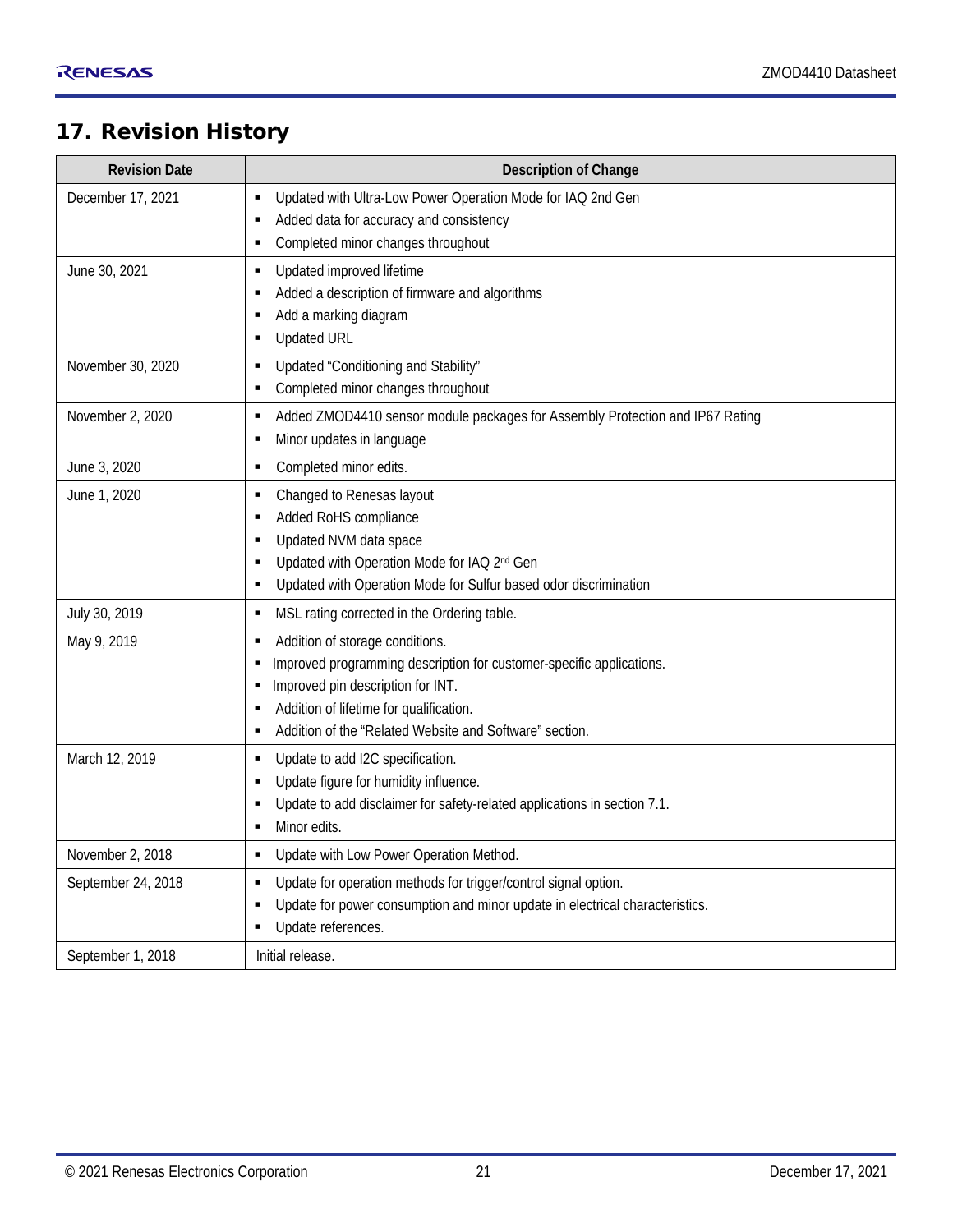# 17. Revision History

| Revision Date | Description of Change |
|---|---|
| December 17, 2021 | ▪ Updated with Ultra-Low Power Operation Mode for IAQ 2nd Gen<br>▪ Added data for accuracy and consistency<br>▪ Completed minor changes throughout |
| June 30, 2021 | ▪ Updated improved lifetime<br>▪ Added a description of firmware and algorithms<br>▪ Add a marking diagram<br>▪ Updated URL |
| November 30, 2020 | ▪ Updated "Conditioning and Stability"<br>▪ Completed minor changes throughout |
| November 2, 2020 | ▪ Added ZMOD4410 sensor module packages for Assembly Protection and IP67 Rating<br>▪ Minor updates in language |
| June 3, 2020 | ▪ Completed minor edits. |
| June 1, 2020 | ▪ Changed to Renesas layout<br>▪ Added RoHS compliance<br>▪ Updated NVM data space<br>▪ Updated with Operation Mode for IAQ 2nd Gen<br>▪ Updated with Operation Mode for Sulfur based odor discrimination |
| July 30, 2019 | ▪ MSL rating corrected in the Ordering table. |
| May 9, 2019 | ▪ Addition of storage conditions.<br>▪ Improved programming description for customer-specific applications.<br>▪ Improved pin description for INT.<br>▪ Addition of lifetime for qualification.<br>▪ Addition of the "Related Website and Software" section. |
| March 12, 2019 | ▪ Update to add I2C specification.<br>▪ Update figure for humidity influence.<br>▪ Update to add disclaimer for safety-related applications in section 7.1.<br>▪ Minor edits. |
| November 2, 2018 | ▪ Update with Low Power Operation Method. |
| September 24, 2018 | ▪ Update for operation methods for trigger/control signal option.<br>▪ Update for power consumption and minor update in electrical characteristics.<br>▪ Update references. |
| September 1, 2018 | Initial release. |